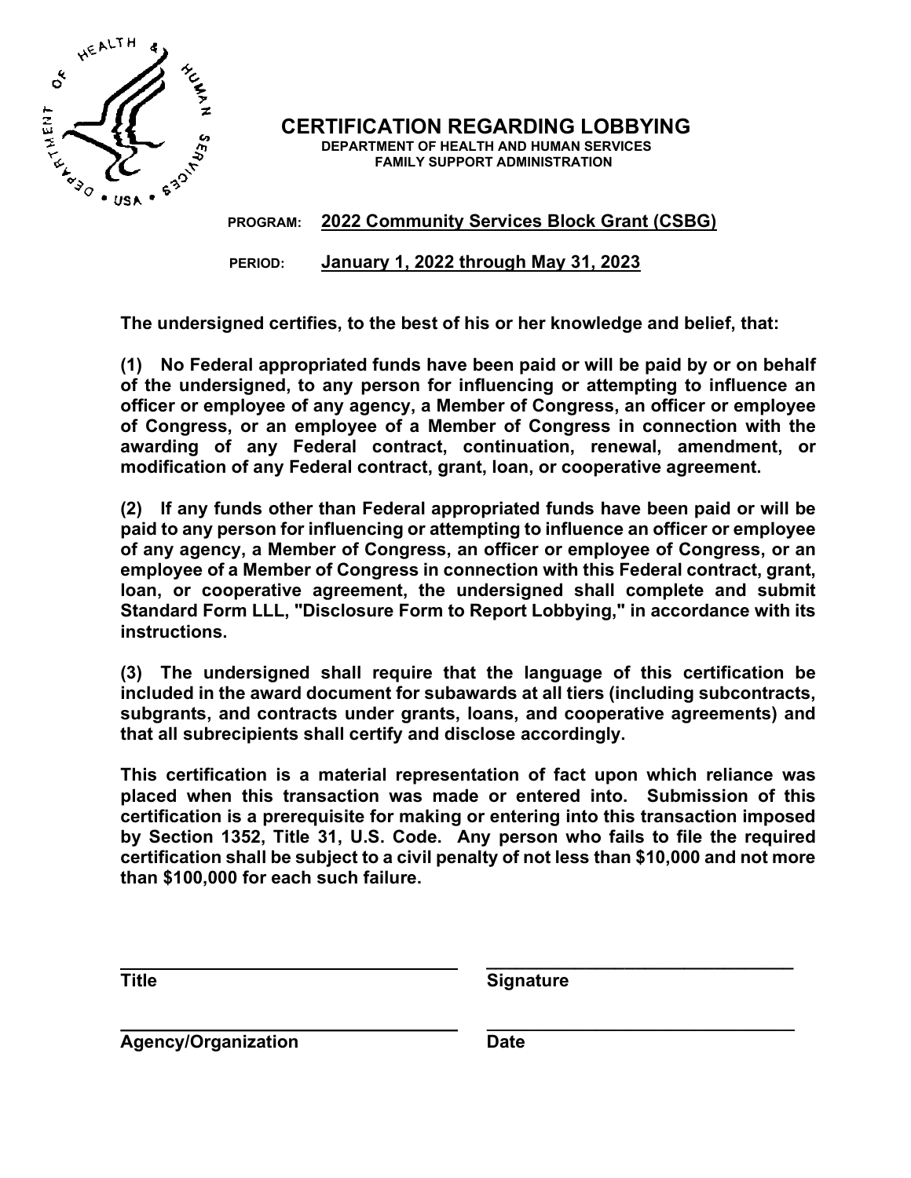# CERTIFICATION REGARDING LOBBYING

**DEPARTMENT OF HEALTH AND HUMAN SERVICES**
**FAMILY SUPPORT ADMINISTRATION**

**PROGRAM:** **2022 Community Services Block Grant (CSBG)**

**PERIOD:** **January 1, 2022 through May 31, 2023**

**The undersigned certifies, to the best of his or her knowledge and belief, that:**

**(1) No Federal appropriated funds have been paid or will be paid by or on behalf of the undersigned, to any person for influencing or attempting to influence an officer or employee of any agency, a Member of Congress, an officer or employee of Congress, or an employee of a Member of Congress in connection with the awarding of any Federal contract, continuation, renewal, amendment, or modification of any Federal contract, grant, loan, or cooperative agreement.**

**(2) If any funds other than Federal appropriated funds have been paid or will be paid to any person for influencing or attempting to influence an officer or employee of any agency, a Member of Congress, an officer or employee of Congress, or an employee of a Member of Congress in connection with this Federal contract, grant, loan, or cooperative agreement, the undersigned shall complete and submit Standard Form LLL, "Disclosure Form to Report Lobbying," in accordance with its instructions.**

**(3) The undersigned shall require that the language of this certification be included in the award document for subawards at all tiers (including subcontracts, subgrants, and contracts under grants, loans, and cooperative agreements) and that all subrecipients shall certify and disclose accordingly.**

**This certification is a material representation of fact upon which reliance was placed when this transaction was made or entered into. Submission of this certification is a prerequisite for making or entering into this transaction imposed by Section 1352, Title 31, U.S. Code. Any person who fails to file the required certification shall be subject to a civil penalty of not less than $10,000 and not more than $100,000 for each such failure.**

| | |
|---|---|
| ______________________________ | ______________________________ |
| **Title** | **Signature** |
| ______________________________ | ______________________________ |
| **Agency/Organization** | **Date** |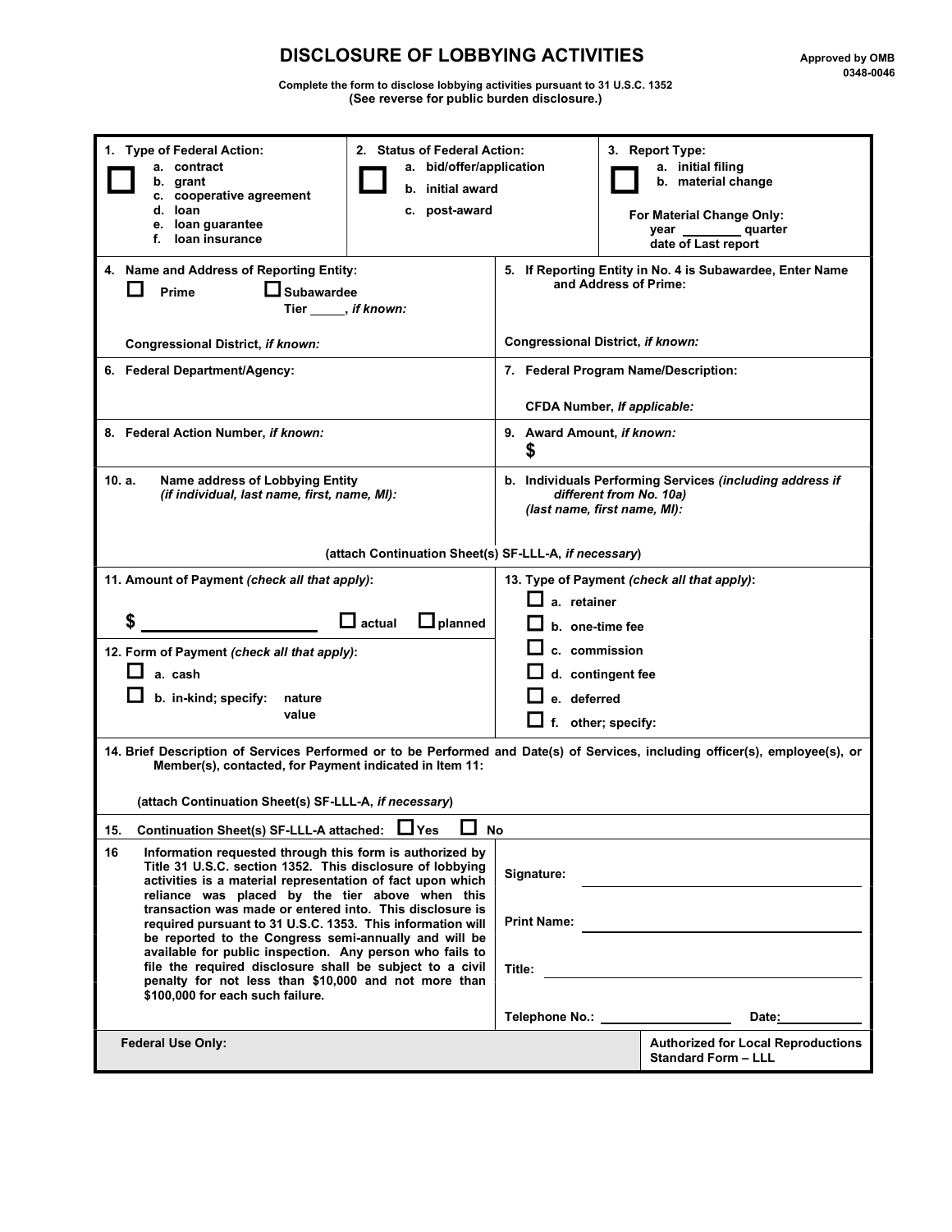# DISCLOSURE OF LOBBYING ACTIVITIES

Approved by OMB 0348-0046

**Complete the form to disclose lobbying activities pursuant to 31 U.S.C. 1352**
**(See reverse for public burden disclosure.)**

| **1. Type of Federal Action:** ☐ a. contract b. grant c. cooperative agreement d. loan e. loan guarantee f. loan insurance | **2. Status of Federal Action:** ☐ a. bid/offer/application b. initial award c. post-award | **3. Report Type:** ☐ a. initial filing b. material change. For Material Change Only: year ________ quarter ________ date of Last report |
|---|---|---|

| | |
|---|---|
| **4. Name and Address of Reporting Entity:** ☐ Prime ☐ Subawardee Tier _____, *if known:* Congressional District, *if known:* | **5. If Reporting Entity in No. 4 is Subawardee, Enter Name and Address of Prime:** Congressional District, *if known:* |
| **6. Federal Department/Agency:** | **7. Federal Program Name/Description:** CFDA Number, *If applicable:* |
| **8. Federal Action Number,** *if known:* | **9. Award Amount,** *if known:* $ |
| **10. a. Name address of Lobbying Entity** *(if individual, last name, first, name, MI):* | **b. Individuals Performing Services** *(including address if different from No. 10a) (last name, first name, MI):* |

**(attach Continuation Sheet(s) SF-LLL-A,** ***if necessary*****)**

| | |
|---|---|
| **11. Amount of Payment** *(check all that apply)***:** $ ____________ ☐ actual ☐ planned | **13. Type of Payment** *(check all that apply)***:** ☐ a. retainer ☐ b. one-time fee ☐ c. commission ☐ d. contingent fee ☐ e. deferred ☐ f. other; specify: |
| **12. Form of Payment** *(check all that apply)***:** ☐ a. cash ☐ b. in-kind; specify: nature value | |

**14. Brief Description of Services Performed or to be Performed and Date(s) of Services, including officer(s), employee(s), or Member(s), contacted, for Payment indicated in Item 11:**

**(attach Continuation Sheet(s) SF-LLL-A,** ***if necessary*****)**

**15. Continuation Sheet(s) SF-LLL-A attached:** ☐ Yes ☐ No

| | |
|---|---|
| **16 Information requested through this form is authorized by Title 31 U.S.C. section 1352. This disclosure of lobbying activities is a material representation of fact upon which reliance was placed by the tier above when this transaction was made or entered into. This disclosure is required pursuant to 31 U.S.C. 1353. This information will be reported to the Congress semi-annually and will be available for public inspection. Any person who fails to file the required disclosure shall be subject to a civil penalty for not less than $10,000 and not more than $100,000 for each such failure.** | **Signature:** ____________ **Print Name:** ____________ **Title:** ____________ **Telephone No.:** ____________ **Date:** ____________ |
| **Federal Use Only:** | **Authorized for Local Reproductions Standard Form – LLL** |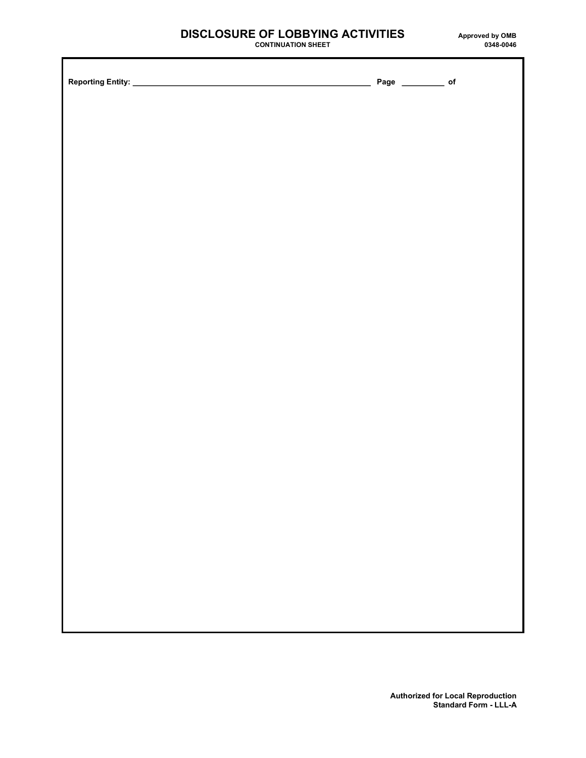# DISCLOSURE OF LOBBYING ACTIVITIES

**CONTINUATION SHEET**

**Approved by OMB**
**0348-0046**

**Reporting Entity:** ______________________________________________ **Page** __________ **of**

**Authorized for Local Reproduction**
**Standard Form - LLL-A**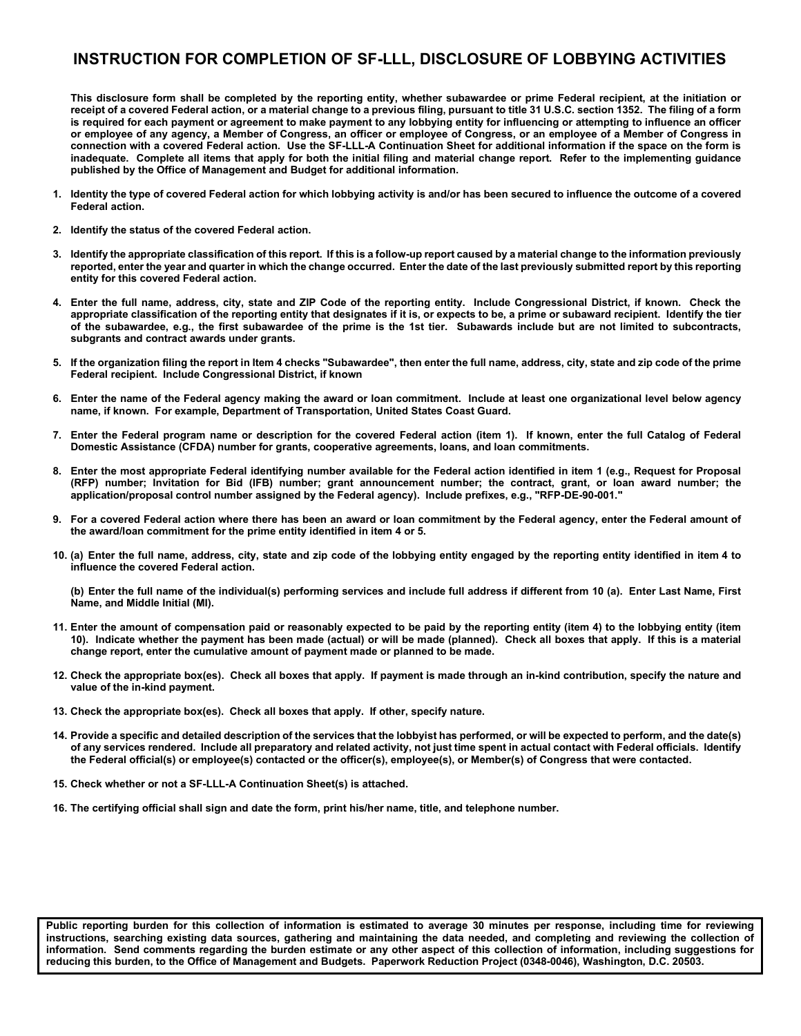# INSTRUCTION FOR COMPLETION OF SF-LLL, DISCLOSURE OF LOBBYING ACTIVITIES

**This disclosure form shall be completed by the reporting entity, whether subawardee or prime Federal recipient, at the initiation or receipt of a covered Federal action, or a material change to a previous filing, pursuant to title 31 U.S.C. section 1352. The filing of a form is required for each payment or agreement to make payment to any lobbying entity for influencing or attempting to influence an officer or employee of any agency, a Member of Congress, an officer or employee of Congress, or an employee of a Member of Congress in connection with a covered Federal action. Use the SF-LLL-A Continuation Sheet for additional information if the space on the form is inadequate. Complete all items that apply for both the initial filing and material change report. Refer to the implementing guidance published by the Office of Management and Budget for additional information.**

1. **Identity the type of covered Federal action for which lobbying activity is and/or has been secured to influence the outcome of a covered Federal action.**

2. **Identify the status of the covered Federal action.**

3. **Identify the appropriate classification of this report. If this is a follow-up report caused by a material change to the information previously reported, enter the year and quarter in which the change occurred. Enter the date of the last previously submitted report by this reporting entity for this covered Federal action.**

4. **Enter the full name, address, city, state and ZIP Code of the reporting entity. Include Congressional District, if known. Check the appropriate classification of the reporting entity that designates if it is, or expects to be, a prime or subaward recipient. Identify the tier of the subawardee, e.g., the first subawardee of the prime is the 1st tier. Subawards include but are not limited to subcontracts, subgrants and contract awards under grants.**

5. **If the organization filing the report in Item 4 checks "Subawardee", then enter the full name, address, city, state and zip code of the prime Federal recipient. Include Congressional District, if known**

6. **Enter the name of the Federal agency making the award or loan commitment. Include at least one organizational level below agency name, if known. For example, Department of Transportation, United States Coast Guard.**

7. **Enter the Federal program name or description for the covered Federal action (item 1). If known, enter the full Catalog of Federal Domestic Assistance (CFDA) number for grants, cooperative agreements, loans, and loan commitments.**

8. **Enter the most appropriate Federal identifying number available for the Federal action identified in item 1 (e.g., Request for Proposal (RFP) number; Invitation for Bid (IFB) number; grant announcement number; the contract, grant, or loan award number; the application/proposal control number assigned by the Federal agency). Include prefixes, e.g., "RFP-DE-90-001."**

9. **For a covered Federal action where there has been an award or loan commitment by the Federal agency, enter the Federal amount of the award/loan commitment for the prime entity identified in item 4 or 5.**

10. **(a) Enter the full name, address, city, state and zip code of the lobbying entity engaged by the reporting entity identified in item 4 to influence the covered Federal action.**

    **(b) Enter the full name of the individual(s) performing services and include full address if different from 10 (a). Enter Last Name, First Name, and Middle Initial (MI).**

11. **Enter the amount of compensation paid or reasonably expected to be paid by the reporting entity (item 4) to the lobbying entity (item 10). Indicate whether the payment has been made (actual) or will be made (planned). Check all boxes that apply. If this is a material change report, enter the cumulative amount of payment made or planned to be made.**

12. **Check the appropriate box(es). Check all boxes that apply. If payment is made through an in-kind contribution, specify the nature and value of the in-kind payment.**

13. **Check the appropriate box(es). Check all boxes that apply. If other, specify nature.**

14. **Provide a specific and detailed description of the services that the lobbyist has performed, or will be expected to perform, and the date(s) of any services rendered. Include all preparatory and related activity, not just time spent in actual contact with Federal officials. Identify the Federal official(s) or employee(s) contacted or the officer(s), employee(s), or Member(s) of Congress that were contacted.**

15. **Check whether or not a SF-LLL-A Continuation Sheet(s) is attached.**

16. **The certifying official shall sign and date the form, print his/her name, title, and telephone number.**

**Public reporting burden for this collection of information is estimated to average 30 minutes per response, including time for reviewing instructions, searching existing data sources, gathering and maintaining the data needed, and completing and reviewing the collection of information. Send comments regarding the burden estimate or any other aspect of this collection of information, including suggestions for reducing this burden, to the Office of Management and Budgets. Paperwork Reduction Project (0348-0046), Washington, D.C. 20503.**